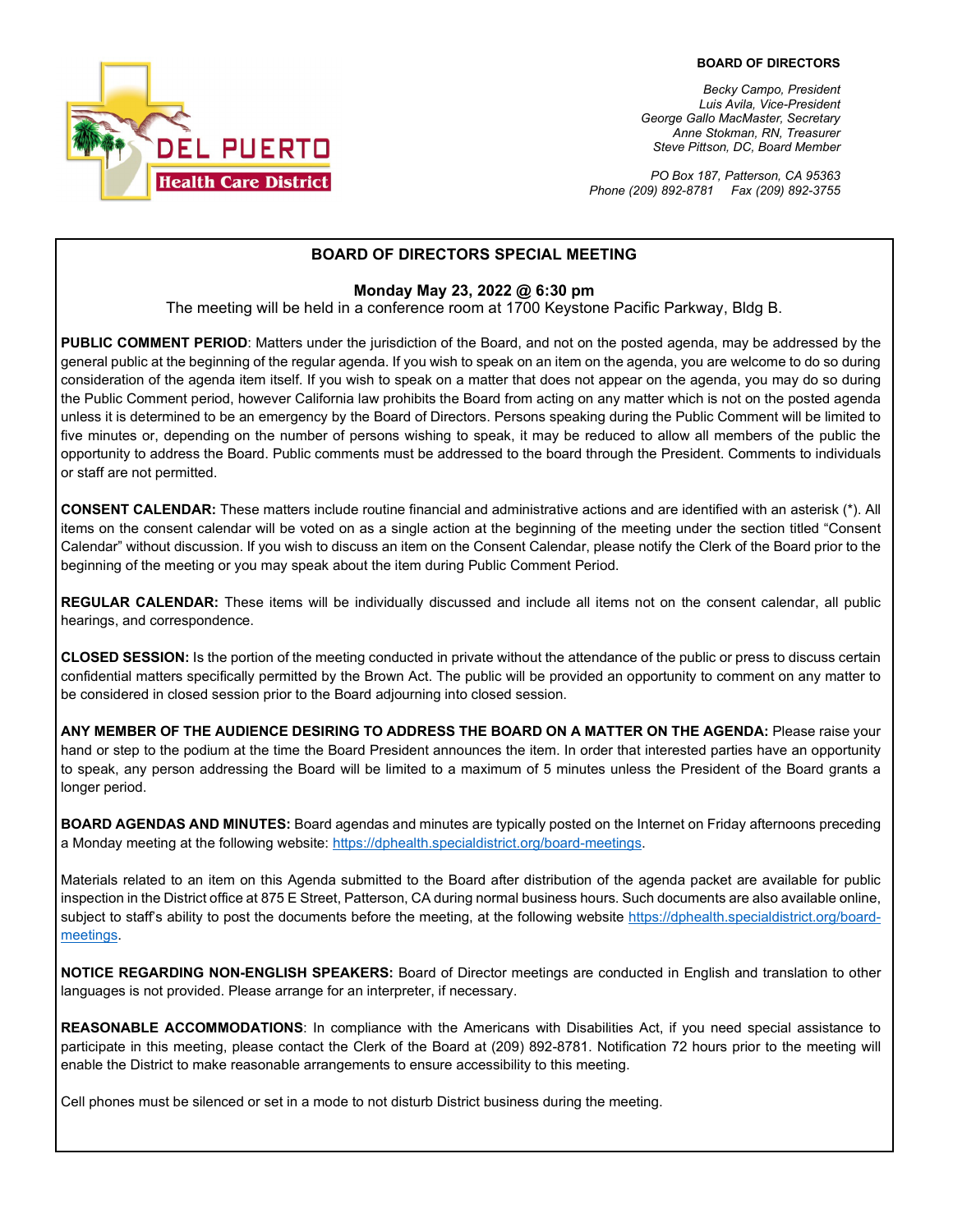DEL PUERTO
Health Care District

**BOARD OF DIRECTORS**

*Becky Campo, President*
*Luis Avila, Vice-President*
*George Gallo MacMaster, Secretary*
*Anne Stokman, RN, Treasurer*
*Steve Pittson, DC, Board Member*

*PO Box 187, Patterson, CA 95363*
*Phone (209) 892-8781 Fax (209) 892-3755*

## BOARD OF DIRECTORS SPECIAL MEETING

**Monday May 23, 2022 @ 6:30 pm**

The meeting will be held in a conference room at 1700 Keystone Pacific Parkway, Bldg B.

**PUBLIC COMMENT PERIOD**: Matters under the jurisdiction of the Board, and not on the posted agenda, may be addressed by the general public at the beginning of the regular agenda. If you wish to speak on an item on the agenda, you are welcome to do so during consideration of the agenda item itself. If you wish to speak on a matter that does not appear on the agenda, you may do so during the Public Comment period, however California law prohibits the Board from acting on any matter which is not on the posted agenda unless it is determined to be an emergency by the Board of Directors. Persons speaking during the Public Comment will be limited to five minutes or, depending on the number of persons wishing to speak, it may be reduced to allow all members of the public the opportunity to address the Board. Public comments must be addressed to the board through the President. Comments to individuals or staff are not permitted.

**CONSENT CALENDAR:** These matters include routine financial and administrative actions and are identified with an asterisk (*). All items on the consent calendar will be voted on as a single action at the beginning of the meeting under the section titled "Consent Calendar" without discussion. If you wish to discuss an item on the Consent Calendar, please notify the Clerk of the Board prior to the beginning of the meeting or you may speak about the item during Public Comment Period.

**REGULAR CALENDAR:** These items will be individually discussed and include all items not on the consent calendar, all public hearings, and correspondence.

**CLOSED SESSION:** Is the portion of the meeting conducted in private without the attendance of the public or press to discuss certain confidential matters specifically permitted by the Brown Act. The public will be provided an opportunity to comment on any matter to be considered in closed session prior to the Board adjourning into closed session.

**ANY MEMBER OF THE AUDIENCE DESIRING TO ADDRESS THE BOARD ON A MATTER ON THE AGENDA:** Please raise your hand or step to the podium at the time the Board President announces the item. In order that interested parties have an opportunity to speak, any person addressing the Board will be limited to a maximum of 5 minutes unless the President of the Board grants a longer period.

**BOARD AGENDAS AND MINUTES:** Board agendas and minutes are typically posted on the Internet on Friday afternoons preceding a Monday meeting at the following website: [https://dphealth.specialdistrict.org/board-meetings](https://dphealth.specialdistrict.org/board-meetings).

Materials related to an item on this Agenda submitted to the Board after distribution of the agenda packet are available for public inspection in the District office at 875 E Street, Patterson, CA during normal business hours. Such documents are also available online, subject to staff's ability to post the documents before the meeting, at the following website [https://dphealth.specialdistrict.org/board-meetings](https://dphealth.specialdistrict.org/board-meetings).

**NOTICE REGARDING NON-ENGLISH SPEAKERS:** Board of Director meetings are conducted in English and translation to other languages is not provided. Please arrange for an interpreter, if necessary.

**REASONABLE ACCOMMODATIONS**: In compliance with the Americans with Disabilities Act, if you need special assistance to participate in this meeting, please contact the Clerk of the Board at (209) 892-8781. Notification 72 hours prior to the meeting will enable the District to make reasonable arrangements to ensure accessibility to this meeting.

Cell phones must be silenced or set in a mode to not disturb District business during the meeting.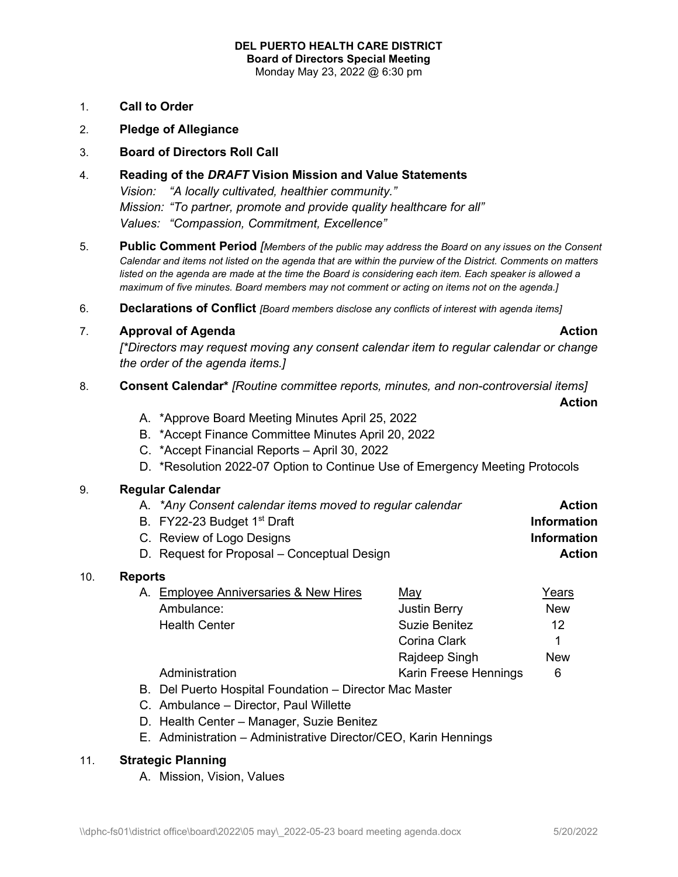**DEL PUERTO HEALTH CARE DISTRICT**
**Board of Directors Special Meeting**
Monday May 23, 2022 @ 6:30 pm

1. **Call to Order**
2. **Pledge of Allegiance**
3. **Board of Directors Roll Call**
4. **Reading of the *DRAFT* Vision Mission and Value Statements**
   *Vision: "A locally cultivated, healthier community."*
   *Mission: "To partner, promote and provide quality healthcare for all"*
   *Values: "Compassion, Commitment, Excellence"*
5. **Public Comment Period** *[Members of the public may address the Board on any issues on the Consent Calendar and items not listed on the agenda that are within the purview of the District. Comments on matters listed on the agenda are made at the time the Board is considering each item. Each speaker is allowed a maximum of five minutes. Board members may not comment or acting on items not on the agenda.]*
6. **Declarations of Conflict** *[Board members disclose any conflicts of interest with agenda items]*
7. **Approval of Agenda** — **Action**
   *[\*Directors may request moving any consent calendar item to regular calendar or change the order of the agenda items.]*
8. **Consent Calendar\*** *[Routine committee reports, minutes, and non-controversial items]* — **Action**
   A. \*Approve Board Meeting Minutes April 25, 2022
   B. \*Accept Finance Committee Minutes April 20, 2022
   C. \*Accept Financial Reports – April 30, 2022
   D. \*Resolution 2022-07 Option to Continue Use of Emergency Meeting Protocols
9. **Regular Calendar**
   A. *\*Any Consent calendar items moved to regular calendar* — **Action**
   B. FY22-23 Budget 1st Draft — **Information**
   C. Review of Logo Designs — **Information**
   D. Request for Proposal – Conceptual Design — **Action**
10. **Reports**
    A. Employee Anniversaries & New Hires

| Employee Anniversaries & New Hires | May | Years |
|---|---|---|
| Ambulance: | Justin Berry | New |
| Health Center | Suzie Benitez | 12 |
| | Corina Clark | 1 |
| | Rajdeep Singh | New |
| Administration | Karin Freese Hennings | 6 |

    B. Del Puerto Hospital Foundation – Director Mac Master
    C. Ambulance – Director, Paul Willette
    D. Health Center – Manager, Suzie Benitez
    E. Administration – Administrative Director/CEO, Karin Hennings
11. **Strategic Planning**
    A. Mission, Vision, Values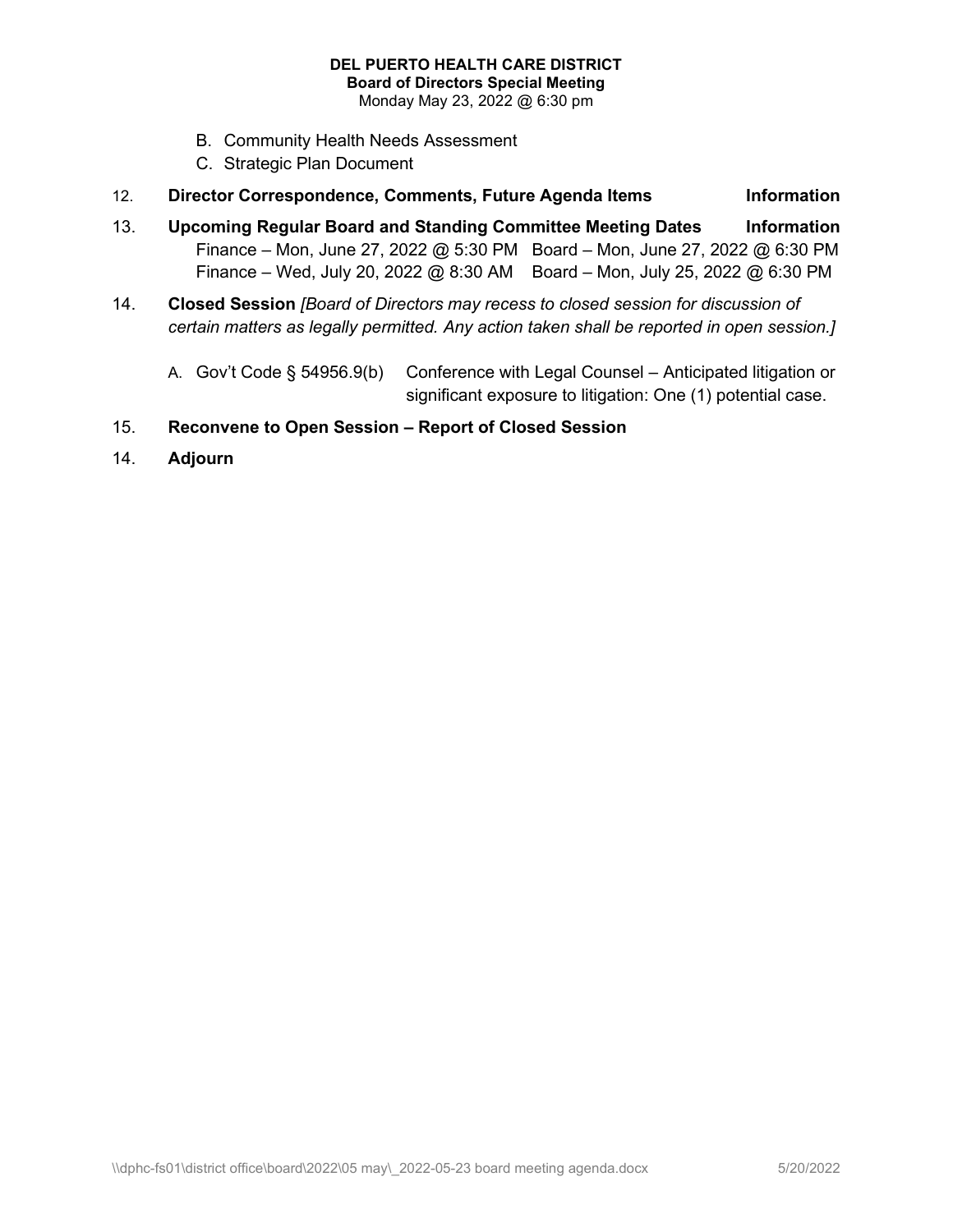B. Community Health Needs Assessment
C. Strategic Plan Document

12. **Director Correspondence, Comments, Future Agenda Items** **Information**

13. **Upcoming Regular Board and Standing Committee Meeting Dates** **Information**
    Finance – Mon, June 27, 2022 @ 5:30 PM   Board – Mon, June 27, 2022 @ 6:30 PM
    Finance – Wed, July 20, 2022 @ 8:30 AM   Board – Mon, July 25, 2022 @ 6:30 PM

14. **Closed Session** *[Board of Directors may recess to closed session for discussion of certain matters as legally permitted. Any action taken shall be reported in open session.]*

    A. Gov't Code § 54956.9(b)   Conference with Legal Counsel – Anticipated litigation or significant exposure to litigation: One (1) potential case.

15. **Reconvene to Open Session – Report of Closed Session**

14. **Adjourn**

\\dphc-fs01\district office\board\2022\05 may\_2022-05-23 board meeting agenda.docx   5/20/2022